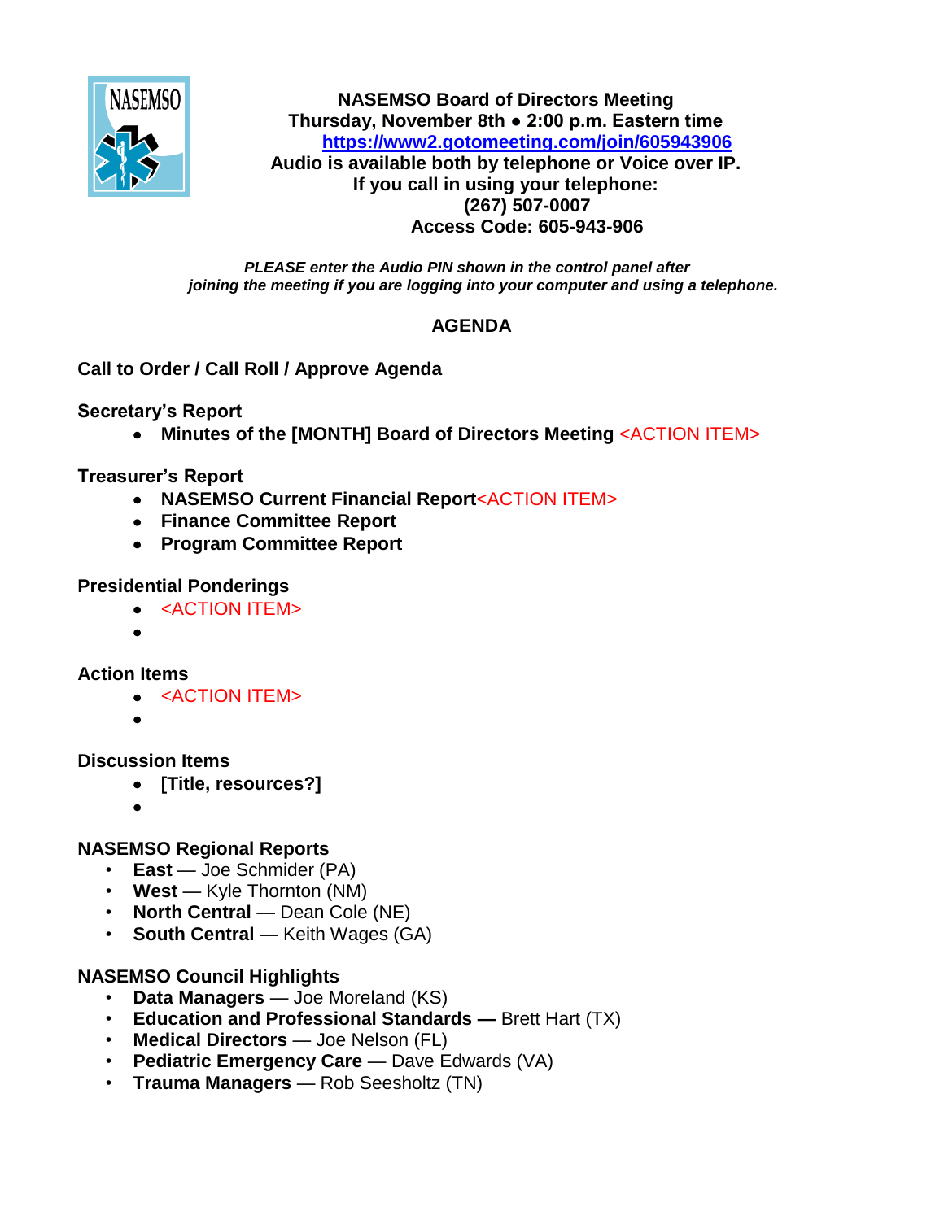**NASEMSO Board of Directors Meeting**
**Thursday, November 8th ● 2:00 p.m. Eastern time**
**https://www2.gotomeeting.com/join/605943906**
**Audio is available both by telephone or Voice over IP.**
**If you call in using your telephone:**
**(267) 507-0007**
**Access Code: 605-943-906**

***PLEASE enter the Audio PIN shown in the control panel after joining the meeting if you are logging into your computer and using a telephone.***

## AGENDA

### Call to Order / Call Roll / Approve Agenda

### Secretary's Report

- **Minutes of the [MONTH] Board of Directors Meeting** <ACTION ITEM>

### Treasurer's Report

- **NASEMSO Current Financial Report**<ACTION ITEM>
- **Finance Committee Report**
- **Program Committee Report**

### Presidential Ponderings

- <ACTION ITEM>
- 

### Action Items

- <ACTION ITEM>
- 

### Discussion Items

- **[Title, resources?]**
- 

### NASEMSO Regional Reports

- **East** — Joe Schmider (PA)
- **West** — Kyle Thornton (NM)
- **North Central** — Dean Cole (NE)
- **South Central** — Keith Wages (GA)

### NASEMSO Council Highlights

- **Data Managers** — Joe Moreland (KS)
- **Education and Professional Standards —** Brett Hart (TX)
- **Medical Directors** — Joe Nelson (FL)
- **Pediatric Emergency Care** — Dave Edwards (VA)
- **Trauma Managers** — Rob Seesholtz (TN)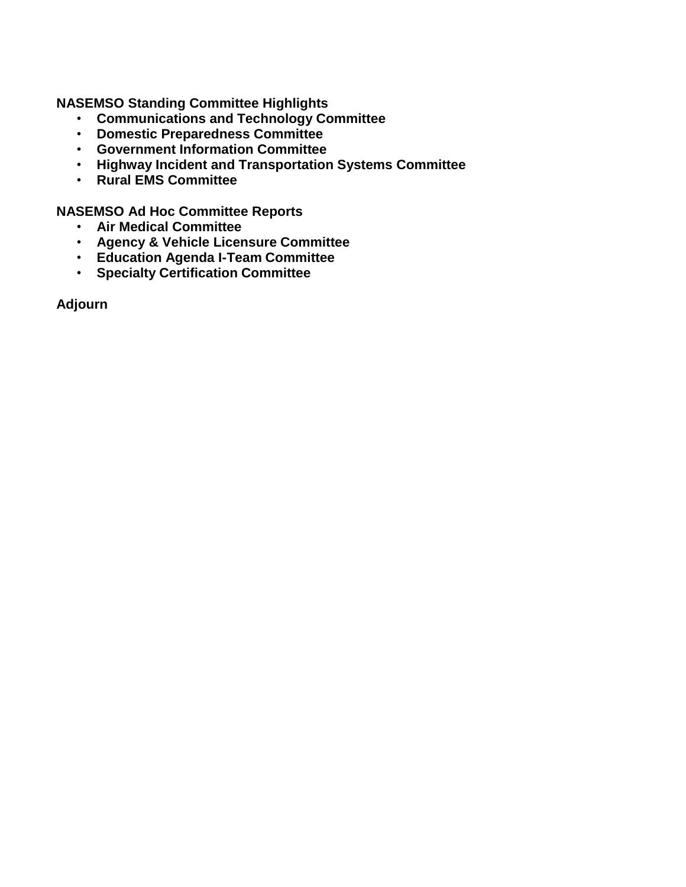**NASEMSO Standing Committee Highlights**

- **Communications and Technology Committee**
- **Domestic Preparedness Committee**
- **Government Information Committee**
- **Highway Incident and Transportation Systems Committee**
- **Rural EMS Committee**

**NASEMSO Ad Hoc Committee Reports**

- **Air Medical Committee**
- **Agency & Vehicle Licensure Committee**
- **Education Agenda I-Team Committee**
- **Specialty Certification Committee**

**Adjourn**